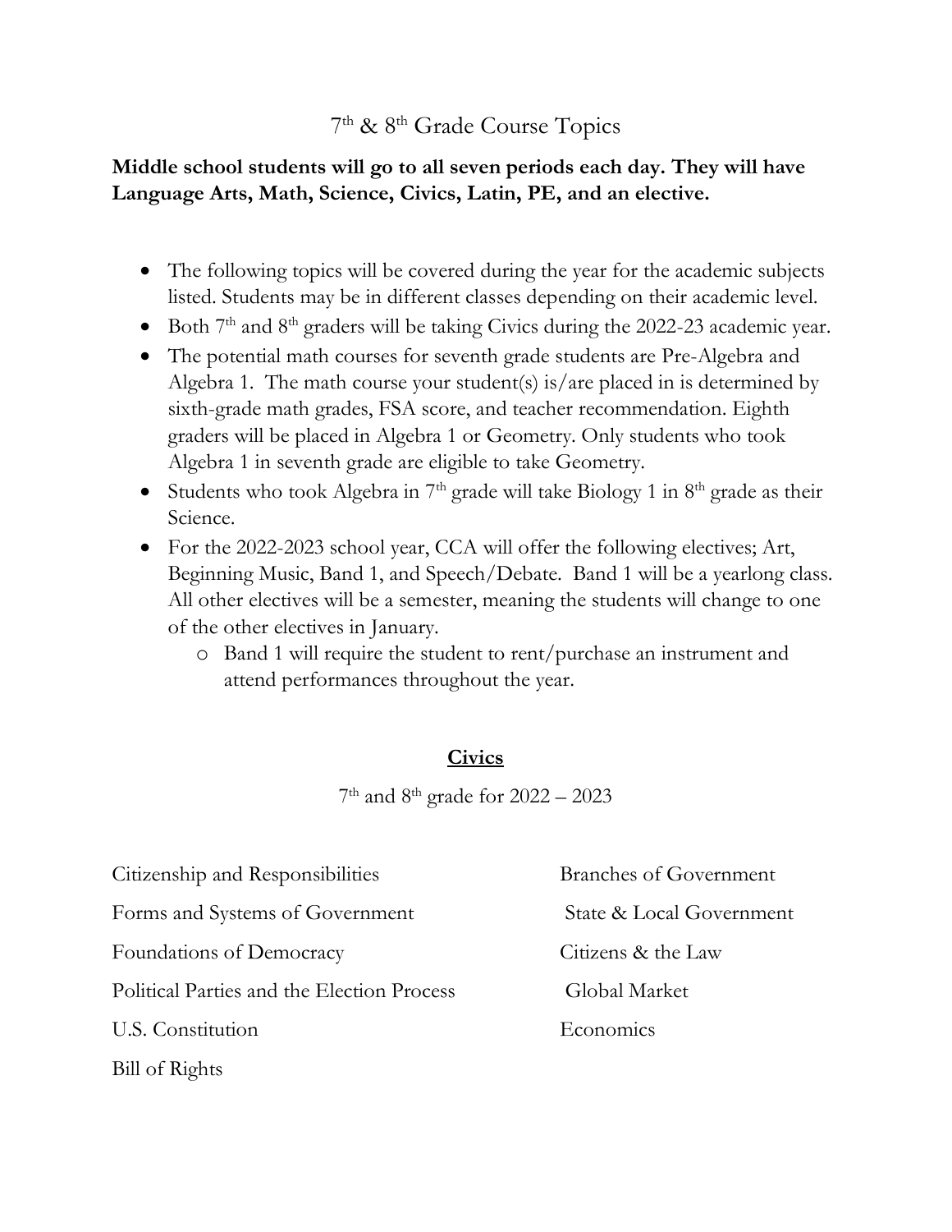# 7th & 8th Grade Course Topics

**Middle school students will go to all seven periods each day. They will have Language Arts, Math, Science, Civics, Latin, PE, and an elective.**

- The following topics will be covered during the year for the academic subjects listed. Students may be in different classes depending on their academic level.
- Both 7th and 8th graders will be taking Civics during the 2022-23 academic year.
- The potential math courses for seventh grade students are Pre-Algebra and Algebra 1. The math course your student(s) is/are placed in is determined by sixth-grade math grades, FSA score, and teacher recommendation. Eighth graders will be placed in Algebra 1 or Geometry. Only students who took Algebra 1 in seventh grade are eligible to take Geometry.
- Students who took Algebra in 7th grade will take Biology 1 in 8th grade as their Science.
- For the 2022-2023 school year, CCA will offer the following electives; Art, Beginning Music, Band 1, and Speech/Debate. Band 1 will be a yearlong class. All other electives will be a semester, meaning the students will change to one of the other electives in January.
  - Band 1 will require the student to rent/purchase an instrument and attend performances throughout the year.

## Civics

7th and 8th grade for 2022 – 2023

- Citizenship and Responsibilities
- Forms and Systems of Government
- Foundations of Democracy
- Political Parties and the Election Process
- U.S. Constitution
- Bill of Rights
- Branches of Government
- State & Local Government
- Citizens & the Law
- Global Market
- Economics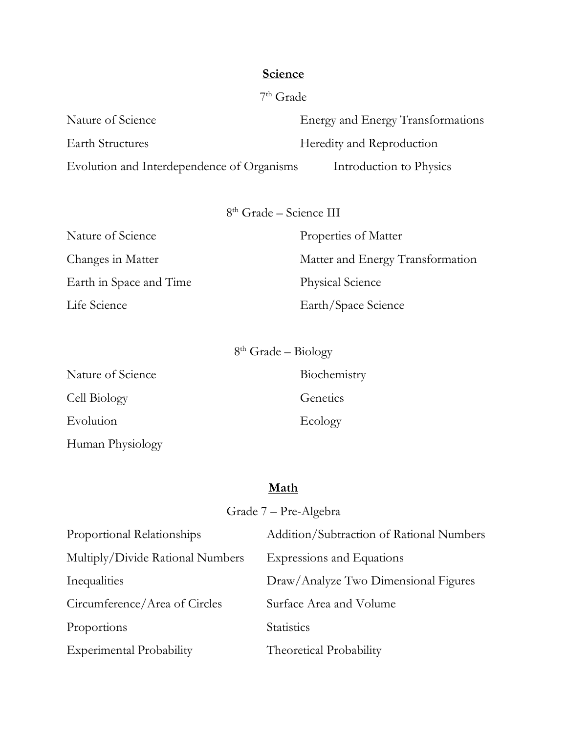## Science

7th Grade

- Nature of Science
- Energy and Energy Transformations
- Earth Structures
- Heredity and Reproduction
- Evolution and Interdependence of Organisms
- Introduction to Physics

8th Grade – Science III

- Nature of Science
- Properties of Matter
- Changes in Matter
- Matter and Energy Transformation
- Earth in Space and Time
- Physical Science
- Life Science
- Earth/Space Science

8th Grade – Biology

- Nature of Science
- Biochemistry
- Cell Biology
- Genetics
- Evolution
- Ecology
- Human Physiology

## Math

Grade 7 – Pre-Algebra

- Proportional Relationships
- Addition/Subtraction of Rational Numbers
- Multiply/Divide Rational Numbers
- Expressions and Equations
- Inequalities
- Draw/Analyze Two Dimensional Figures
- Circumference/Area of Circles
- Surface Area and Volume
- Proportions
- Statistics
- Experimental Probability
- Theoretical Probability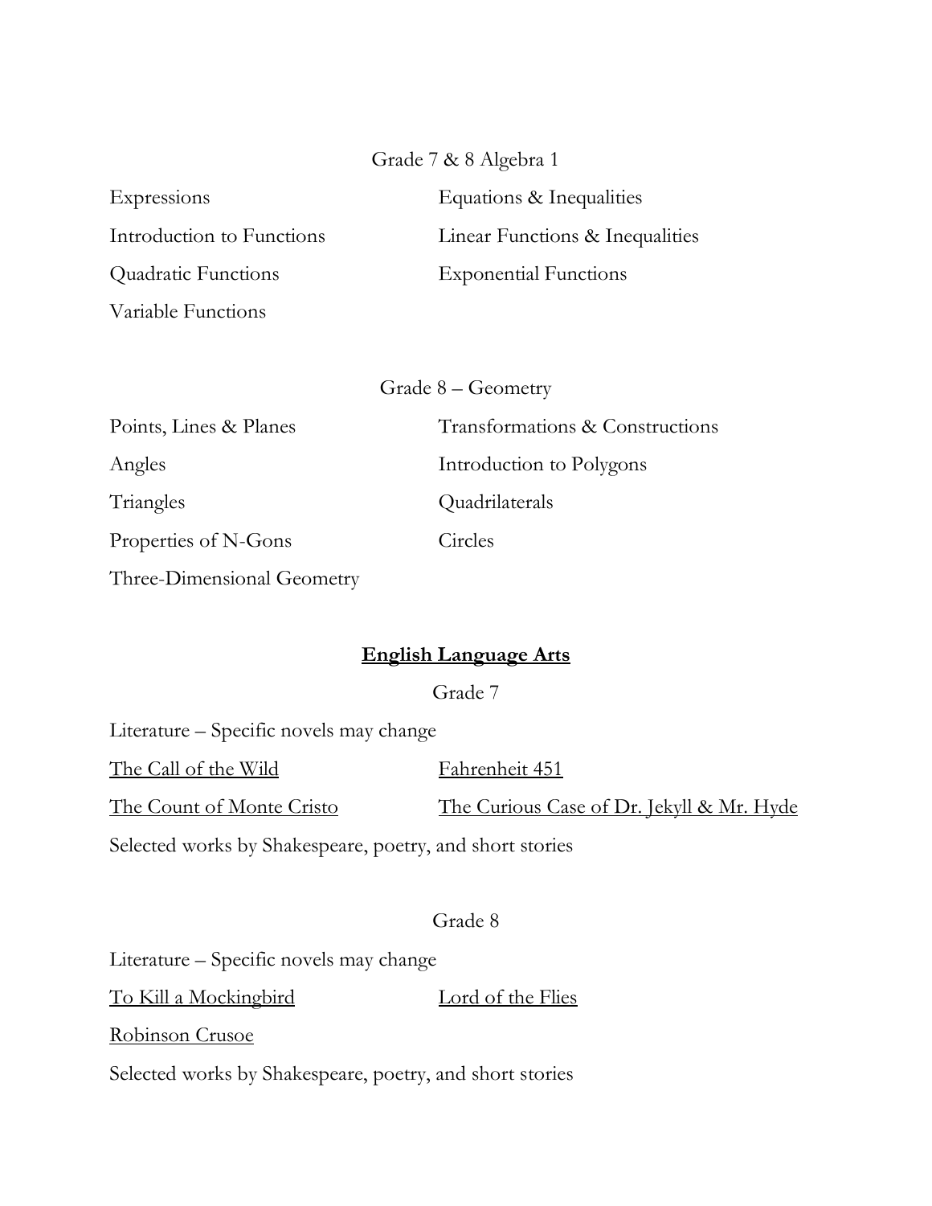Grade 7 & 8 Algebra 1

Expressions

Equations & Inequalities

Introduction to Functions

Linear Functions & Inequalities

Quadratic Functions

Exponential Functions

Variable Functions

Grade 8 – Geometry

Points, Lines & Planes

Transformations & Constructions

Angles

Introduction to Polygons

Triangles

Quadrilaterals

Properties of N-Gons

Circles

Three-Dimensional Geometry

## English Language Arts

Grade 7

Literature – Specific novels may change

<u>The Call of the Wild</u>

<u>Fahrenheit 451</u>

<u>The Count of Monte Cristo</u>

<u>The Curious Case of Dr. Jekyll & Mr. Hyde</u>

Selected works by Shakespeare, poetry, and short stories

Grade 8

Literature – Specific novels may change

<u>To Kill a Mockingbird</u>

<u>Lord of the Flies</u>

<u>Robinson Crusoe</u>

Selected works by Shakespeare, poetry, and short stories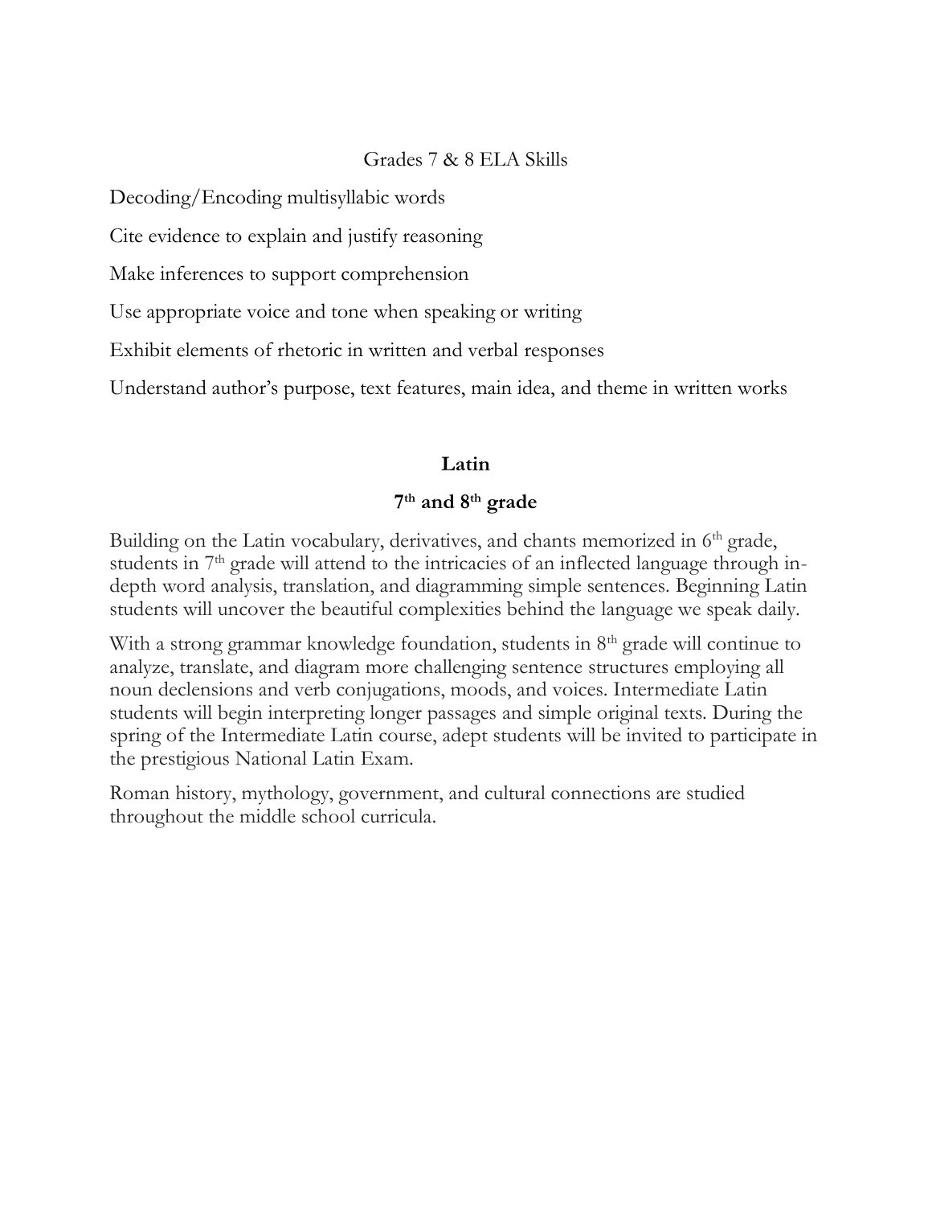Grades 7 & 8 ELA Skills

Decoding/Encoding multisyllabic words

Cite evidence to explain and justify reasoning

Make inferences to support comprehension

Use appropriate voice and tone when speaking or writing

Exhibit elements of rhetoric in written and verbal responses

Understand author's purpose, text features, main idea, and theme in written works

## Latin

### 7th and 8th grade

Building on the Latin vocabulary, derivatives, and chants memorized in 6th grade, students in 7th grade will attend to the intricacies of an inflected language through in-depth word analysis, translation, and diagramming simple sentences. Beginning Latin students will uncover the beautiful complexities behind the language we speak daily.

With a strong grammar knowledge foundation, students in 8th grade will continue to analyze, translate, and diagram more challenging sentence structures employing all noun declensions and verb conjugations, moods, and voices. Intermediate Latin students will begin interpreting longer passages and simple original texts. During the spring of the Intermediate Latin course, adept students will be invited to participate in the prestigious National Latin Exam.

Roman history, mythology, government, and cultural connections are studied throughout the middle school curricula.